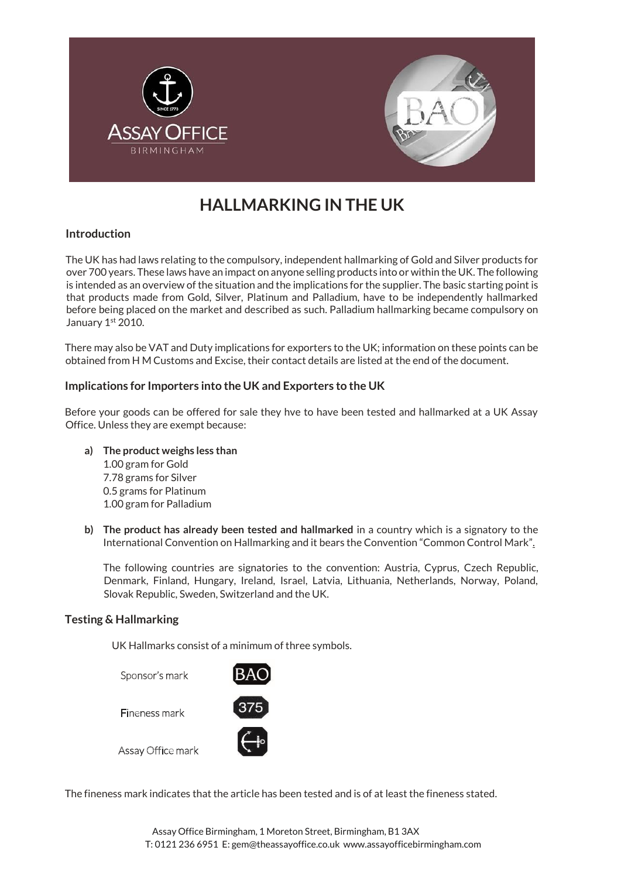# HALLMARKING IN THE UK

## Introduction

The UK has had laws relating to the compulsory, independent hallmarking of Gold and Silver products for over 700 years. These laws have an impact on anyone selling products into or within the UK. The following is intended as an overview of the situation and the implications for the supplier. The basic starting point is that products made from Gold, Silver, Platinum and Palladium, have to be independently hallmarked before being placed on the market and described as such. Palladium hallmarking became compulsory on January 1st 2010.

There may also be VAT and Duty implications for exporters to the UK; information on these points can be obtained from H M Customs and Excise, their contact details are listed at the end of the document.

## Implications for Importers into the UK and Exporters to the UK

Before your goods can be offered for sale they hve to have been tested and hallmarked at a UK Assay Office. Unless they are exempt because:

**a) The product weighs less than**
1.00 gram for Gold
7.78 grams for Silver
0.5 grams for Platinum
1.00 gram for Palladium

**b) The product has already been tested and hallmarked** in a country which is a signatory to the International Convention on Hallmarking and it bears the Convention "Common Control Mark".

The following countries are signatories to the convention: Austria, Cyprus, Czech Republic, Denmark, Finland, Hungary, Ireland, Israel, Latvia, Lithuania, Netherlands, Norway, Poland, Slovak Republic, Sweden, Switzerland and the UK.

## Testing & Hallmarking

UK Hallmarks consist of a minimum of three symbols.

| | |
|---|---|
| Sponsor's mark | BAO |
| Fineness mark | 375 |
| Assay Office mark | (anchor) |

The fineness mark indicates that the article has been tested and is of at least the fineness stated.

Assay Office Birmingham, 1 Moreton Street, Birmingham, B1 3AX
T: 0121 236 6951 E: gem@theassayoffice.co.uk www.assayofficebirmingham.com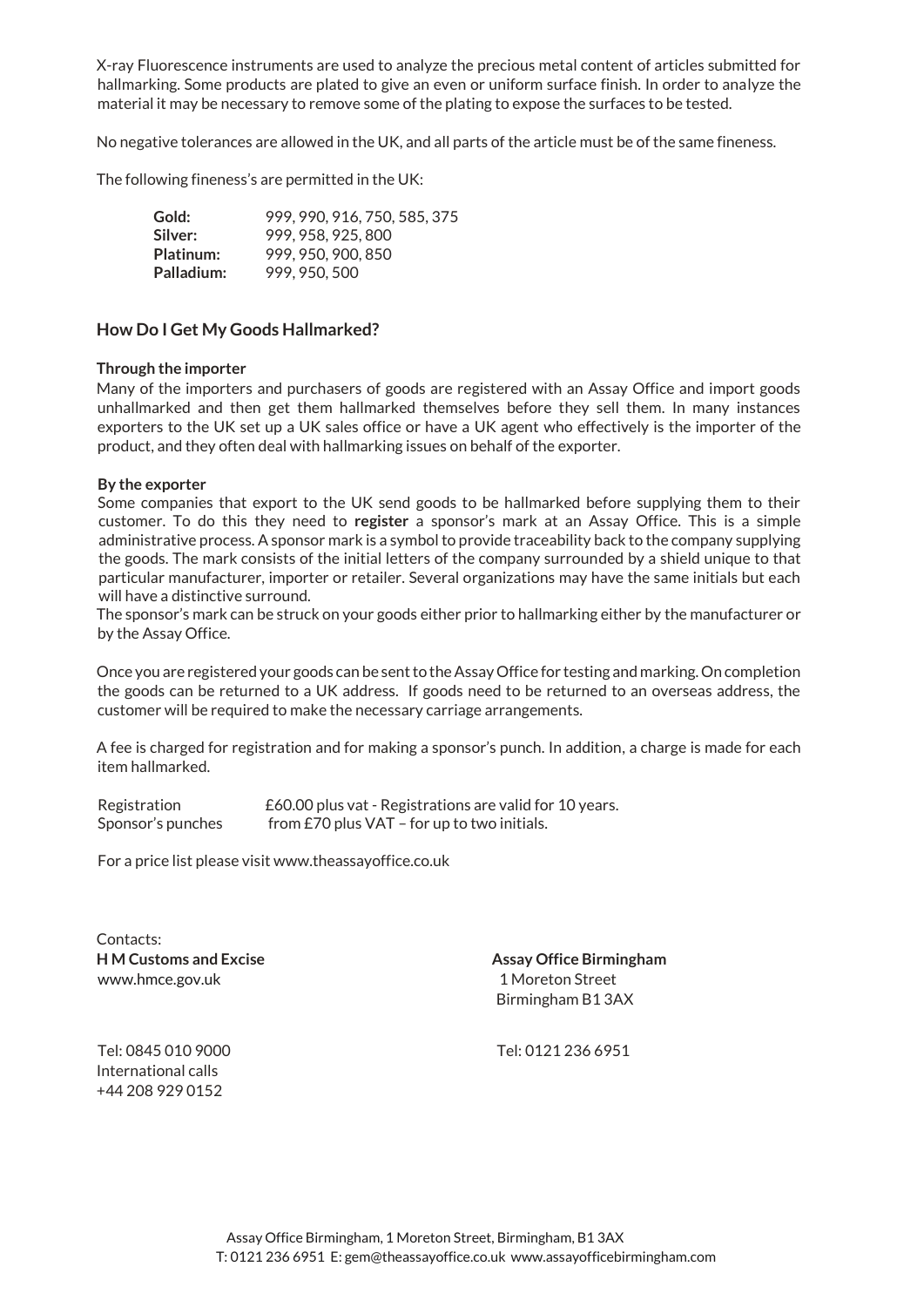X-ray Fluorescence instruments are used to analyze the precious metal content of articles submitted for hallmarking. Some products are plated to give an even or uniform surface finish. In order to analyze the material it may be necessary to remove some of the plating to expose the surfaces to be tested.

No negative tolerances are allowed in the UK, and all parts of the article must be of the same fineness.

The following fineness's are permitted in the UK:

| | |
|---|---|
| **Gold:** | 999, 990, 916, 750, 585, 375 |
| **Silver:** | 999, 958, 925, 800 |
| **Platinum:** | 999, 950, 900, 850 |
| **Palladium:** | 999, 950, 500 |

## How Do I Get My Goods Hallmarked?

**Through the importer**

Many of the importers and purchasers of goods are registered with an Assay Office and import goods unhallmarked and then get them hallmarked themselves before they sell them. In many instances exporters to the UK set up a UK sales office or have a UK agent who effectively is the importer of the product, and they often deal with hallmarking issues on behalf of the exporter.

**By the exporter**

Some companies that export to the UK send goods to be hallmarked before supplying them to their customer. To do this they need to **register** a sponsor's mark at an Assay Office. This is a simple administrative process. A sponsor mark is a symbol to provide traceability back to the company supplying the goods. The mark consists of the initial letters of the company surrounded by a shield unique to that particular manufacturer, importer or retailer. Several organizations may have the same initials but each will have a distinctive surround.

The sponsor's mark can be struck on your goods either prior to hallmarking either by the manufacturer or by the Assay Office.

Once you are registered your goods can be sent to the Assay Office for testing and marking. On completion the goods can be returned to a UK address. If goods need to be returned to an overseas address, the customer will be required to make the necessary carriage arrangements.

A fee is charged for registration and for making a sponsor's punch. In addition, a charge is made for each item hallmarked.

| | |
|---|---|
| Registration | £60.00 plus vat - Registrations are valid for 10 years. |
| Sponsor's punches | from £70 plus VAT – for up to two initials. |

For a price list please visit www.theassayoffice.co.uk

Contacts:

**H M Customs and Excise**
www.hmce.gov.uk

Tel: 0845 010 9000
International calls
+44 208 929 0152

**Assay Office Birmingham**
1 Moreton Street
Birmingham B1 3AX

Tel: 0121 236 6951

Assay Office Birmingham, 1 Moreton Street, Birmingham, B1 3AX
T: 0121 236 6951 E: gem@theassayoffice.co.uk www.assayofficebirmingham.com